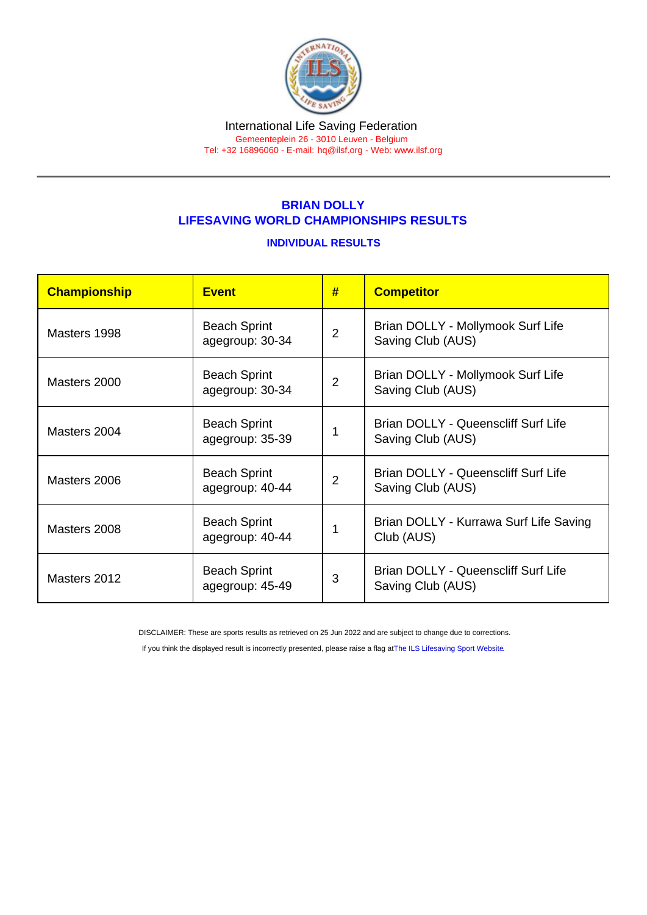International Life Saving Federation

Gemeenteplein 26 - 3010 Leuven - Belgium

Tel: +32 16896060 - E-mail: hq@ilsf.org - Web: www.ilsf.org

## BRIAN DOLLY
## LIFESAVING WORLD CHAMPIONSHIPS RESULTS

### INDIVIDUAL RESULTS

| Championship | Event | # | Competitor |
|---|---|---|---|
| Masters 1998 | Beach Sprint agegroup: 30-34 | 2 | Brian DOLLY - Mollymook Surf Life Saving Club (AUS) |
| Masters 2000 | Beach Sprint agegroup: 30-34 | 2 | Brian DOLLY - Mollymook Surf Life Saving Club (AUS) |
| Masters 2004 | Beach Sprint agegroup: 35-39 | 1 | Brian DOLLY - Queenscliff Surf Life Saving Club (AUS) |
| Masters 2006 | Beach Sprint agegroup: 40-44 | 2 | Brian DOLLY - Queenscliff Surf Life Saving Club (AUS) |
| Masters 2008 | Beach Sprint agegroup: 40-44 | 1 | Brian DOLLY - Kurrawa Surf Life Saving Club (AUS) |
| Masters 2012 | Beach Sprint agegroup: 45-49 | 3 | Brian DOLLY - Queenscliff Surf Life Saving Club (AUS) |

DISCLAIMER: These are sports results as retrieved on 25 Jun 2022 and are subject to change due to corrections.

If you think the displayed result is incorrectly presented, please raise a flag at The ILS Lifesaving Sport Website.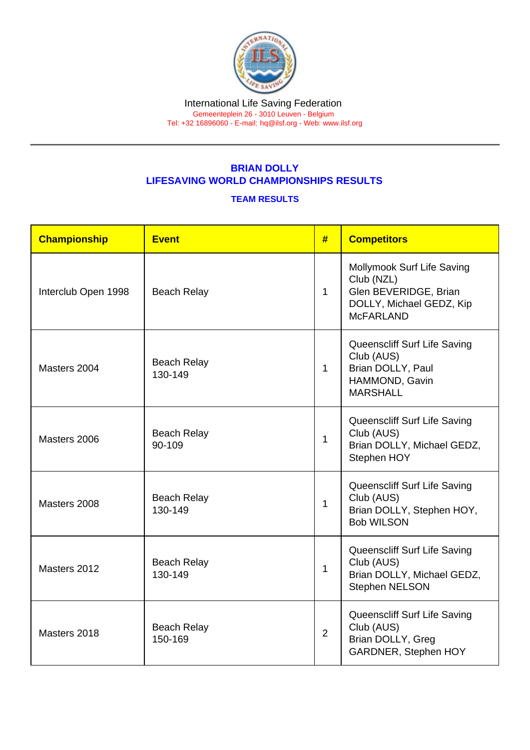International Life Saving Federation
Gemeenteplein 26 - 3010 Leuven - Belgium
Tel: +32 16896060 - E-mail: hq@ilsf.org - Web: www.ilsf.org

## BRIAN DOLLY
## LIFESAVING WORLD CHAMPIONSHIPS RESULTS

### TEAM RESULTS

| Championship | Event | # | Competitors |
|---|---|---|---|
| Interclub Open 1998 | Beach Relay | 1 | Mollymook Surf Life Saving Club (NZL) Glen BEVERIDGE, Brian DOLLY, Michael GEDZ, Kip McFARLAND |
| Masters 2004 | Beach Relay 130-149 | 1 | Queenscliff Surf Life Saving Club (AUS) Brian DOLLY, Paul HAMMOND, Gavin MARSHALL |
| Masters 2006 | Beach Relay 90-109 | 1 | Queenscliff Surf Life Saving Club (AUS) Brian DOLLY, Michael GEDZ, Stephen HOY |
| Masters 2008 | Beach Relay 130-149 | 1 | Queenscliff Surf Life Saving Club (AUS) Brian DOLLY, Stephen HOY, Bob WILSON |
| Masters 2012 | Beach Relay 130-149 | 1 | Queenscliff Surf Life Saving Club (AUS) Brian DOLLY, Michael GEDZ, Stephen NELSON |
| Masters 2018 | Beach Relay 150-169 | 2 | Queenscliff Surf Life Saving Club (AUS) Brian DOLLY, Greg GARDNER, Stephen HOY |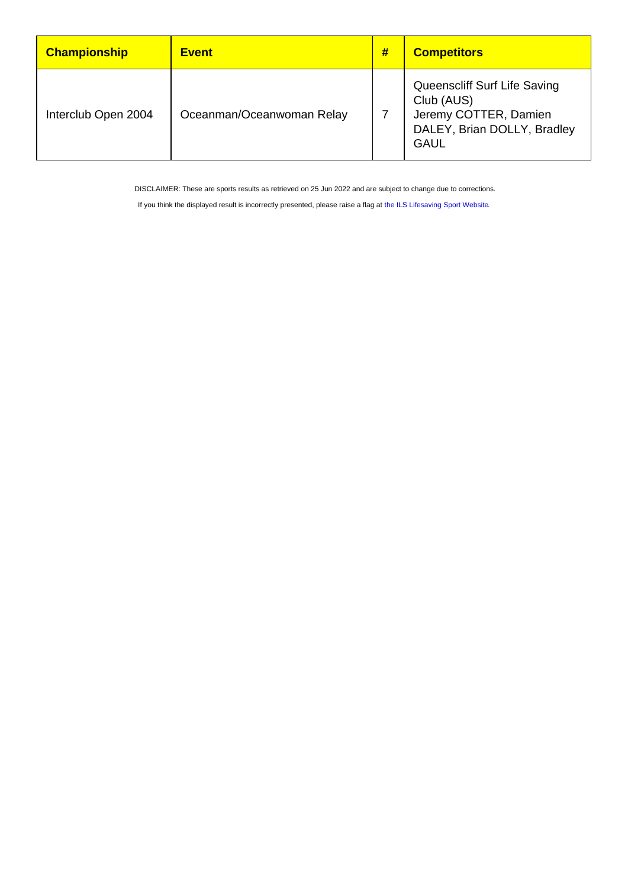| Championship | Event | # | Competitors |
|---|---|---|---|
| Interclub Open 2004 | Oceanman/Oceanwoman Relay | 7 | Queenscliff Surf Life Saving Club (AUS) Jeremy COTTER, Damien DALEY, Brian DOLLY, Bradley GAUL |

DISCLAIMER: These are sports results as retrieved on 25 Jun 2022 and are subject to change due to corrections.

If you think the displayed result is incorrectly presented, please raise a flag at the ILS Lifesaving Sport Website.